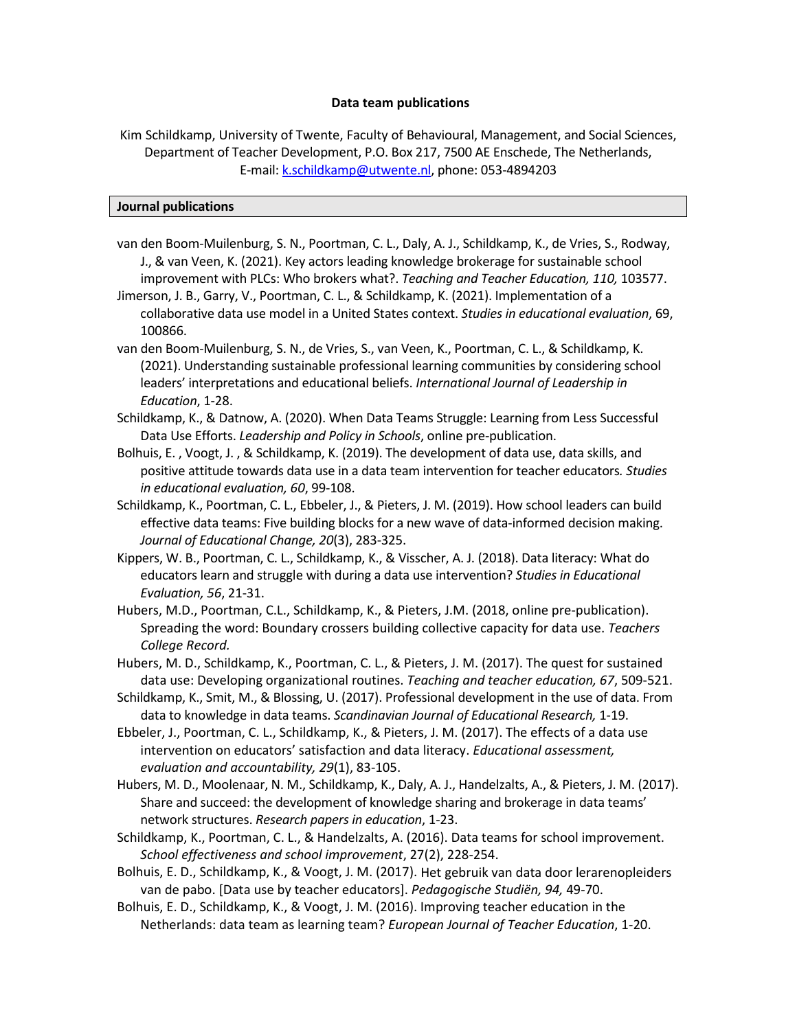**Data team publications**

Kim Schildkamp, University of Twente, Faculty of Behavioural, Management, and Social Sciences, Department of Teacher Development, P.O. Box 217, 7500 AE Enschede, The Netherlands, E-mail: k.schildkamp@utwente.nl, phone: 053-4894203

## Journal publications

van den Boom-Muilenburg, S. N., Poortman, C. L., Daly, A. J., Schildkamp, K., de Vries, S., Rodway, J., & van Veen, K. (2021). Key actors leading knowledge brokerage for sustainable school improvement with PLCs: Who brokers what?. *Teaching and Teacher Education, 110,* 103577.

Jimerson, J. B., Garry, V., Poortman, C. L., & Schildkamp, K. (2021). Implementation of a collaborative data use model in a United States context. *Studies in educational evaluation*, 69, 100866.

van den Boom-Muilenburg, S. N., de Vries, S., van Veen, K., Poortman, C. L., & Schildkamp, K. (2021). Understanding sustainable professional learning communities by considering school leaders' interpretations and educational beliefs. *International Journal of Leadership in Education*, 1-28.

Schildkamp, K., & Datnow, A. (2020). When Data Teams Struggle: Learning from Less Successful Data Use Efforts. *Leadership and Policy in Schools*, online pre-publication.

Bolhuis, E. , Voogt, J. , & Schildkamp, K. (2019). The development of data use, data skills, and positive attitude towards data use in a data team intervention for teacher educators*. Studies in educational evaluation, 60*, 99-108.

Schildkamp, K., Poortman, C. L., Ebbeler, J., & Pieters, J. M. (2019). How school leaders can build effective data teams: Five building blocks for a new wave of data-informed decision making. *Journal of Educational Change, 20*(3), 283-325.

Kippers, W. B., Poortman, C. L., Schildkamp, K., & Visscher, A. J. (2018). Data literacy: What do educators learn and struggle with during a data use intervention? *Studies in Educational Evaluation, 56*, 21-31.

Hubers, M.D., Poortman, C.L., Schildkamp, K., & Pieters, J.M. (2018, online pre-publication). Spreading the word: Boundary crossers building collective capacity for data use. *Teachers College Record.*

Hubers, M. D., Schildkamp, K., Poortman, C. L., & Pieters, J. M. (2017). The quest for sustained data use: Developing organizational routines. *Teaching and teacher education, 67*, 509-521.

Schildkamp, K., Smit, M., & Blossing, U. (2017). Professional development in the use of data. From data to knowledge in data teams. *Scandinavian Journal of Educational Research,* 1-19.

Ebbeler, J., Poortman, C. L., Schildkamp, K., & Pieters, J. M. (2017). The effects of a data use intervention on educators' satisfaction and data literacy. *Educational assessment, evaluation and accountability, 29*(1), 83-105.

Hubers, M. D., Moolenaar, N. M., Schildkamp, K., Daly, A. J., Handelzalts, A., & Pieters, J. M. (2017). Share and succeed: the development of knowledge sharing and brokerage in data teams' network structures. *Research papers in education*, 1-23.

Schildkamp, K., Poortman, C. L., & Handelzalts, A. (2016). Data teams for school improvement. *School effectiveness and school improvement*, 27(2), 228-254.

Bolhuis, E. D., Schildkamp, K., & Voogt, J. M. (2017). Het gebruik van data door lerarenopleiders van de pabo. [Data use by teacher educators]. *Pedagogische Studiën, 94,* 49-70.

Bolhuis, E. D., Schildkamp, K., & Voogt, J. M. (2016). Improving teacher education in the Netherlands: data team as learning team? *European Journal of Teacher Education*, 1-20.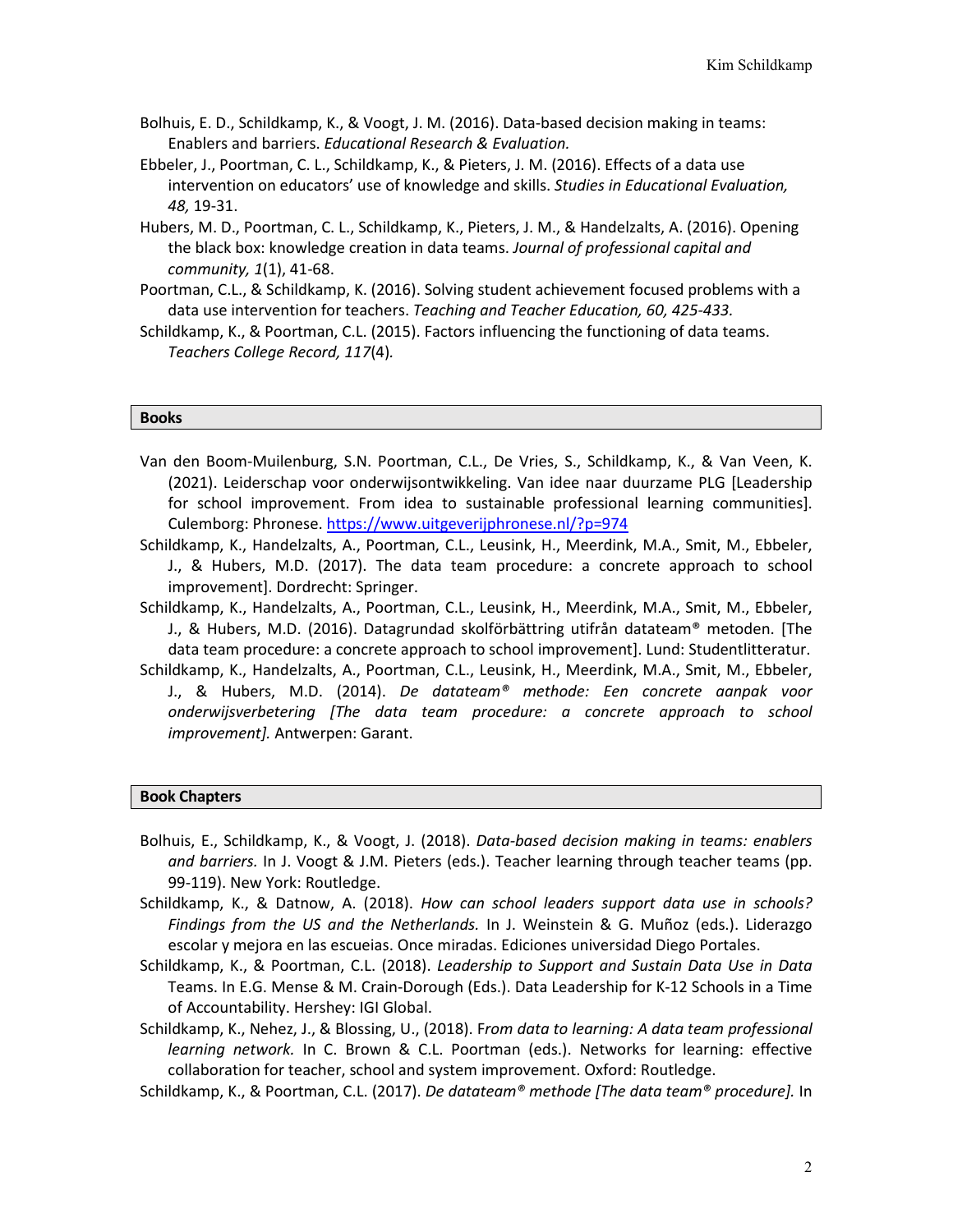Bolhuis, E. D., Schildkamp, K., & Voogt, J. M. (2016). Data-based decision making in teams: Enablers and barriers. *Educational Research & Evaluation.*

Ebbeler, J., Poortman, C. L., Schildkamp, K., & Pieters, J. M. (2016). Effects of a data use intervention on educators' use of knowledge and skills. *Studies in Educational Evaluation, 48,* 19-31.

Hubers, M. D., Poortman, C. L., Schildkamp, K., Pieters, J. M., & Handelzalts, A. (2016). Opening the black box: knowledge creation in data teams. *Journal of professional capital and community, 1*(1), 41-68.

Poortman, C.L., & Schildkamp, K. (2016). Solving student achievement focused problems with a data use intervention for teachers. *Teaching and Teacher Education, 60, 425-433.*

Schildkamp, K., & Poortman, C.L. (2015). Factors influencing the functioning of data teams. *Teachers College Record, 117*(4)*.*

## Books

Van den Boom-Muilenburg, S.N. Poortman, C.L., De Vries, S., Schildkamp, K., & Van Veen, K. (2021). Leiderschap voor onderwijsontwikkeling. Van idee naar duurzame PLG [Leadership for school improvement. From idea to sustainable professional learning communities]. Culemborg: Phronese. https://www.uitgeverijphronese.nl/?p=974

Schildkamp, K., Handelzalts, A., Poortman, C.L., Leusink, H., Meerdink, M.A., Smit, M., Ebbeler, J., & Hubers, M.D. (2017). The data team procedure: a concrete approach to school improvement]. Dordrecht: Springer.

Schildkamp, K., Handelzalts, A., Poortman, C.L., Leusink, H., Meerdink, M.A., Smit, M., Ebbeler, J., & Hubers, M.D. (2016). Datagrundad skolförbättring utifrån datateam® metoden. [The data team procedure: a concrete approach to school improvement]. Lund: Studentlitteratur.

Schildkamp, K., Handelzalts, A., Poortman, C.L., Leusink, H., Meerdink, M.A., Smit, M., Ebbeler, J., & Hubers, M.D. (2014). *De datateam® methode: Een concrete aanpak voor onderwijsverbetering [The data team procedure: a concrete approach to school improvement].* Antwerpen: Garant.

## Book Chapters

Bolhuis, E., Schildkamp, K., & Voogt, J. (2018). *Data-based decision making in teams: enablers and barriers.* In J. Voogt & J.M. Pieters (eds.). Teacher learning through teacher teams (pp. 99-119). New York: Routledge.

Schildkamp, K., & Datnow, A. (2018). *How can school leaders support data use in schools? Findings from the US and the Netherlands.* In J. Weinstein & G. Muñoz (eds.). Liderazgo escolar y mejora en las escueias. Once miradas. Ediciones universidad Diego Portales.

Schildkamp, K., & Poortman, C.L. (2018). *Leadership to Support and Sustain Data Use in Data* Teams. In E.G. Mense & M. Crain-Dorough (Eds.). Data Leadership for K-12 Schools in a Time of Accountability. Hershey: IGI Global.

Schildkamp, K., Nehez, J., & Blossing, U., (2018). F*rom data to learning: A data team professional learning network.* In C. Brown & C.L. Poortman (eds.). Networks for learning: effective collaboration for teacher, school and system improvement. Oxford: Routledge.

Schildkamp, K., & Poortman, C.L. (2017). *De datateam® methode [The data team® procedure].* In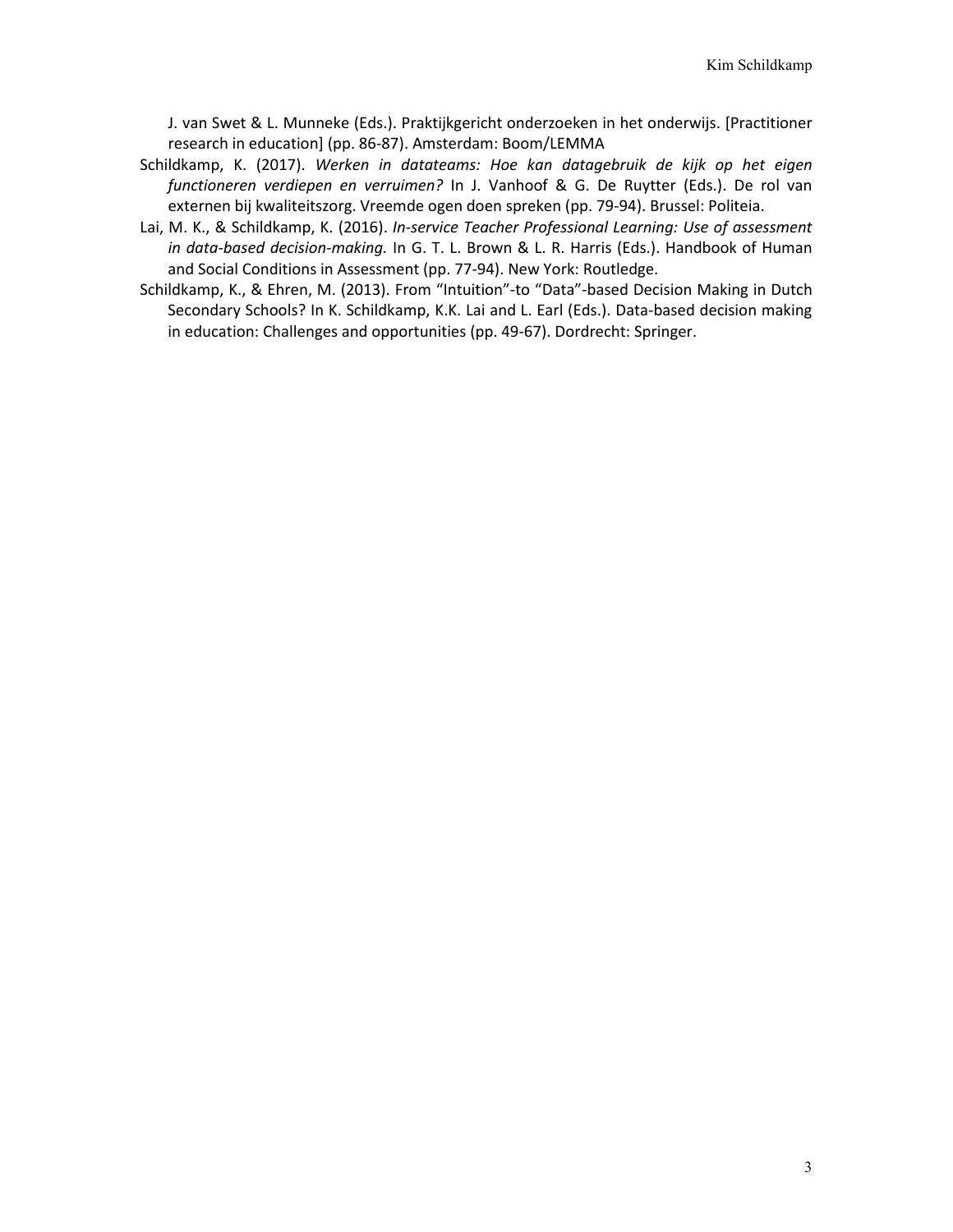J. van Swet & L. Munneke (Eds.). Praktijkgericht onderzoeken in het onderwijs. [Practitioner research in education] (pp. 86-87). Amsterdam: Boom/LEMMA

Schildkamp, K. (2017). *Werken in datateams: Hoe kan datagebruik de kijk op het eigen functioneren verdiepen en verruimen?* In J. Vanhoof & G. De Ruytter (Eds.). De rol van externen bij kwaliteitszorg. Vreemde ogen doen spreken (pp. 79-94). Brussel: Politeia.

Lai, M. K., & Schildkamp, K. (2016). *In-service Teacher Professional Learning: Use of assessment in data-based decision-making.* In G. T. L. Brown & L. R. Harris (Eds.). Handbook of Human and Social Conditions in Assessment (pp. 77-94). New York: Routledge.

Schildkamp, K., & Ehren, M. (2013). From "Intuition"-to "Data"-based Decision Making in Dutch Secondary Schools? In K. Schildkamp, K.K. Lai and L. Earl (Eds.). Data-based decision making in education: Challenges and opportunities (pp. 49-67). Dordrecht: Springer.